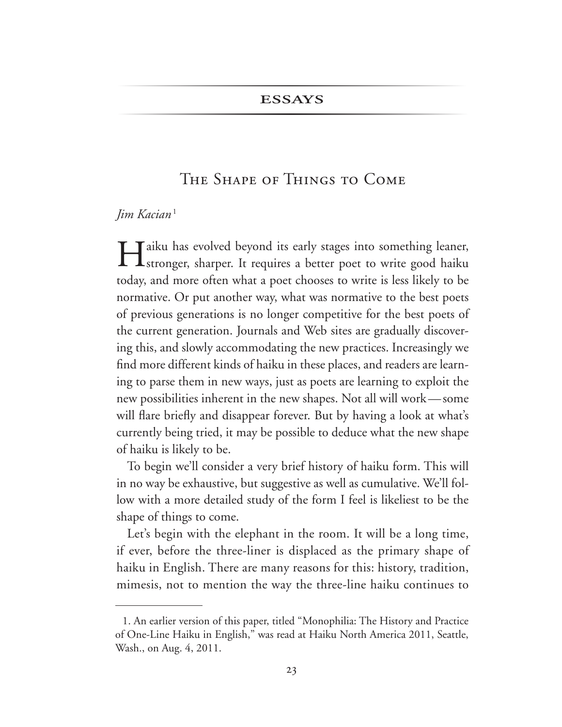## ESSAYS

# The Shape of Things to Come

*Jim Kacian*[1]

Haiku has evolved beyond its early stages into something leaner, stronger, sharper. It requires a better poet to write good haiku today, and more often what a poet chooses to write is less likely to be normative. Or put another way, what was normative to the best poets of previous generations is no longer competitive for the best poets of the current generation. Journals and Web sites are gradually discovering this, and slowly accommodating the new practices. Increasingly we find more different kinds of haiku in these places, and readers are learning to parse them in new ways, just as poets are learning to exploit the new possibilities inherent in the new shapes. Not all will work—some will flare briefly and disappear forever. But by having a look at what's currently being tried, it may be possible to deduce what the new shape of haiku is likely to be.

To begin we'll consider a very brief history of haiku form. This will in no way be exhaustive, but suggestive as well as cumulative. We'll follow with a more detailed study of the form I feel is likeliest to be the shape of things to come.

Let's begin with the elephant in the room. It will be a long time, if ever, before the three-liner is displaced as the primary shape of haiku in English. There are many reasons for this: history, tradition, mimesis, not to mention the way the three-line haiku continues to

---

1. An earlier version of this paper, titled "Monophilia: The History and Practice of One-Line Haiku in English," was read at Haiku North America 2011, Seattle, Wash., on Aug. 4, 2011.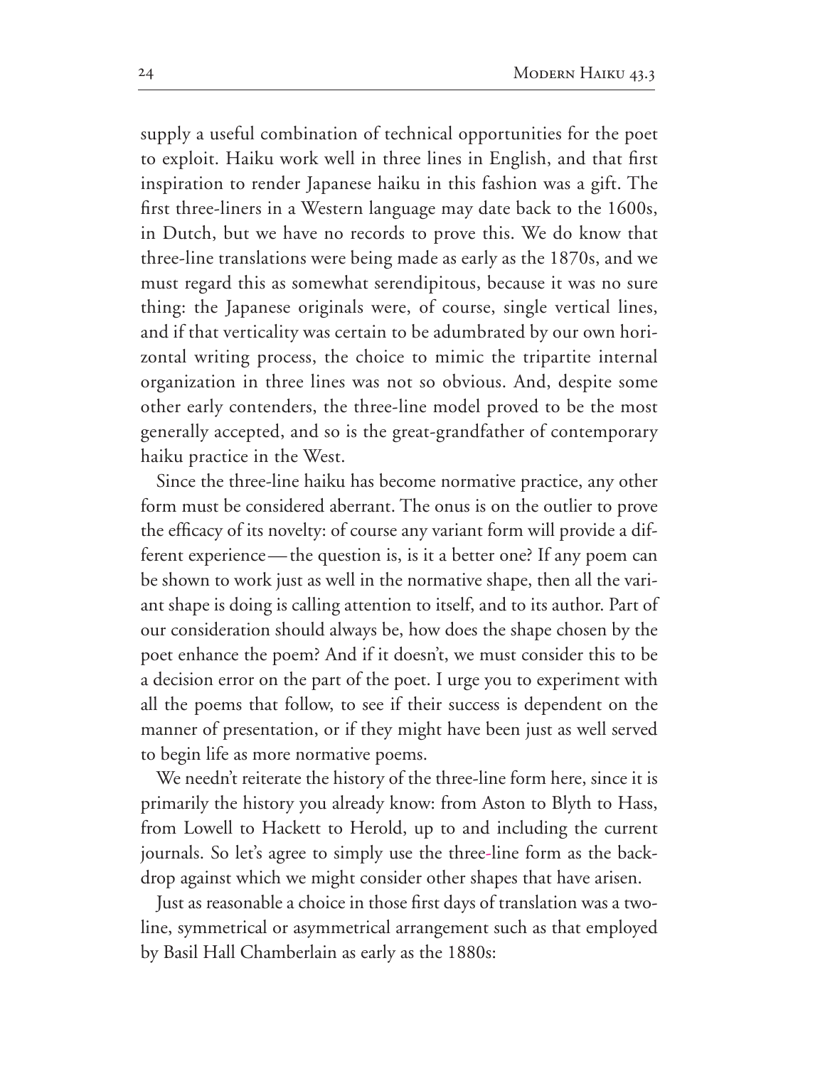supply a useful combination of technical opportunities for the poet to exploit. Haiku work well in three lines in English, and that first inspiration to render Japanese haiku in this fashion was a gift. The first three-liners in a Western language may date back to the 1600s, in Dutch, but we have no records to prove this. We do know that three-line translations were being made as early as the 1870s, and we must regard this as somewhat serendipitous, because it was no sure thing: the Japanese originals were, of course, single vertical lines, and if that verticality was certain to be adumbrated by our own horizontal writing process, the choice to mimic the tripartite internal organization in three lines was not so obvious. And, despite some other early contenders, the three-line model proved to be the most generally accepted, and so is the great-grandfather of contemporary haiku practice in the West.

Since the three-line haiku has become normative practice, any other form must be considered aberrant. The onus is on the outlier to prove the efficacy of its novelty: of course any variant form will provide a different experience—the question is, is it a better one? If any poem can be shown to work just as well in the normative shape, then all the variant shape is doing is calling attention to itself, and to its author. Part of our consideration should always be, how does the shape chosen by the poet enhance the poem? And if it doesn't, we must consider this to be a decision error on the part of the poet. I urge you to experiment with all the poems that follow, to see if their success is dependent on the manner of presentation, or if they might have been just as well served to begin life as more normative poems.

We needn't reiterate the history of the three-line form here, since it is primarily the history you already know: from Aston to Blyth to Hass, from Lowell to Hackett to Herold, up to and including the current journals. So let's agree to simply use the three-line form as the backdrop against which we might consider other shapes that have arisen.

Just as reasonable a choice in those first days of translation was a two-line, symmetrical or asymmetrical arrangement such as that employed by Basil Hall Chamberlain as early as the 1880s: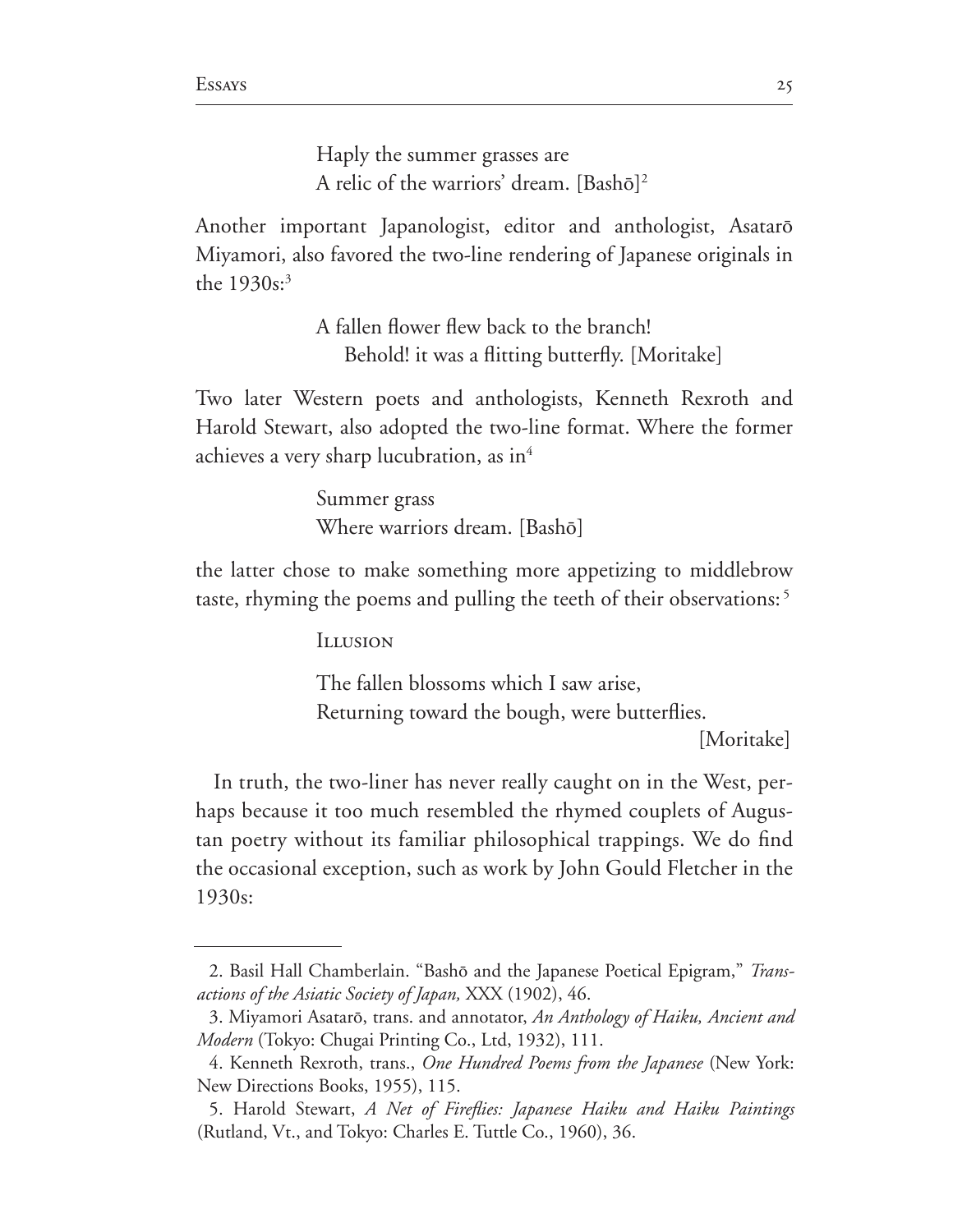Haply the summer grasses are  
A relic of the warriors' dream. [Bashō][2]

Another important Japanologist, editor and anthologist, Asatarō Miyamori, also favored the two-line rendering of Japanese originals in the 1930s:[3]

A fallen flower flew back to the branch!  
Behold! it was a flitting butterfly. [Moritake]

Two later Western poets and anthologists, Kenneth Rexroth and Harold Stewart, also adopted the two-line format. Where the former achieves a very sharp lucubration, as in[4]

Summer grass  
Where warriors dream. [Bashō]

the latter chose to make something more appetizing to middlebrow taste, rhyming the poems and pulling the teeth of their observations:[5]

Illusion

The fallen blossoms which I saw arise,  
Returning toward the bough, were butterflies.  
[Moritake]

In truth, the two-liner has never really caught on in the West, perhaps because it too much resembled the rhymed couplets of Augustan poetry without its familiar philosophical trappings. We do find the occasional exception, such as work by John Gould Fletcher in the 1930s:

---

2. Basil Hall Chamberlain. "Bashō and the Japanese Poetical Epigram," *Transactions of the Asiatic Society of Japan,* XXX (1902), 46.

3. Miyamori Asatarō, trans. and annotator, *An Anthology of Haiku, Ancient and Modern* (Tokyo: Chugai Printing Co., Ltd, 1932), 111.

4. Kenneth Rexroth, trans., *One Hundred Poems from the Japanese* (New York: New Directions Books, 1955), 115.

5. Harold Stewart, *A Net of Fireflies: Japanese Haiku and Haiku Paintings* (Rutland, Vt., and Tokyo: Charles E. Tuttle Co., 1960), 36.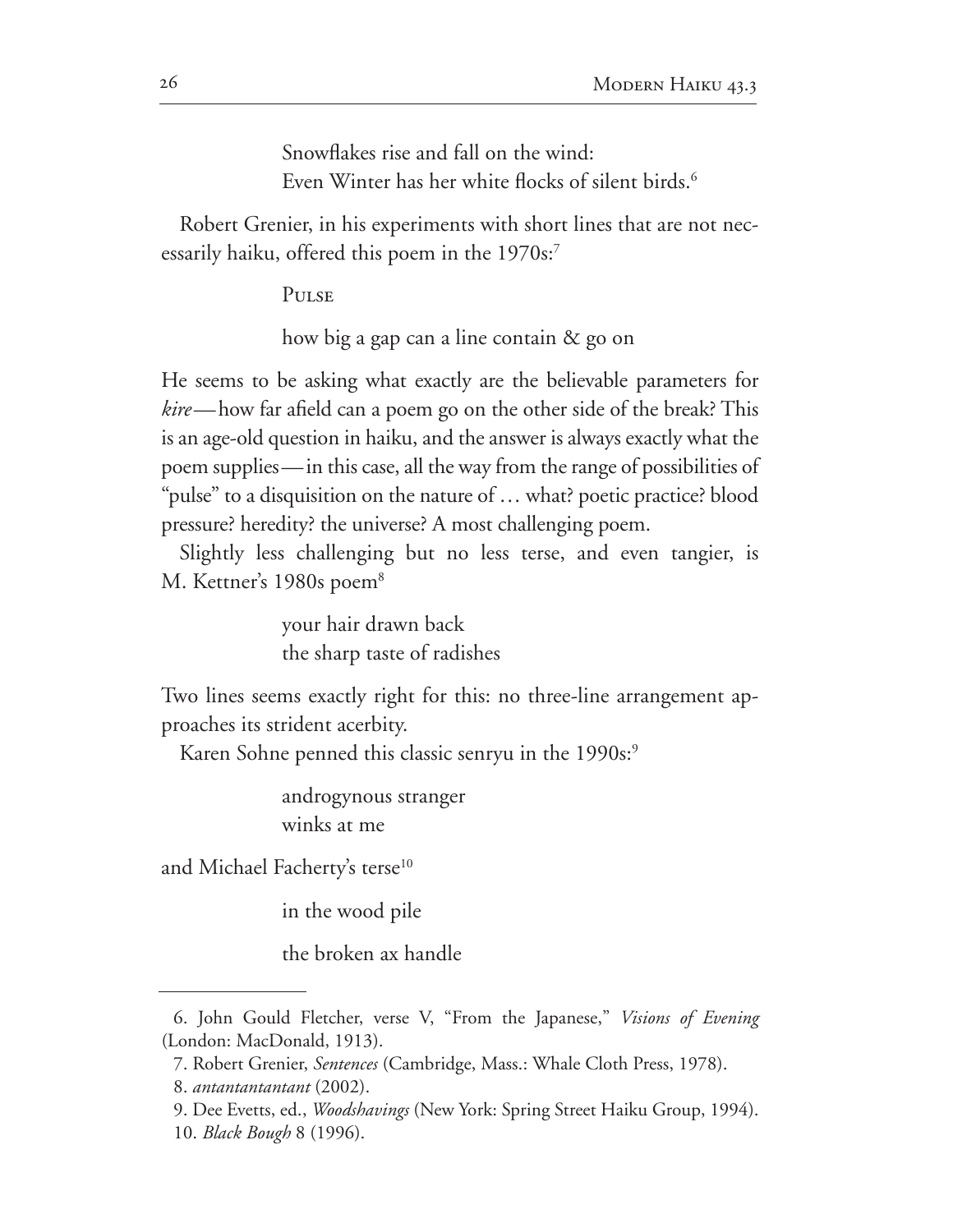Snowflakes rise and fall on the wind:
Even Winter has her white flocks of silent birds.[6]

Robert Grenier, in his experiments with short lines that are not necessarily haiku, offered this poem in the 1970s:[7]

PULSE

how big a gap can a line contain & go on

He seems to be asking what exactly are the believable parameters for *kire*—how far afield can a poem go on the other side of the break? This is an age-old question in haiku, and the answer is always exactly what the poem supplies—in this case, all the way from the range of possibilities of "pulse" to a disquisition on the nature of … what? poetic practice? blood pressure? heredity? the universe? A most challenging poem.

Slightly less challenging but no less terse, and even tangier, is M. Kettner's 1980s poem[8]

your hair drawn back
the sharp taste of radishes

Two lines seems exactly right for this: no three-line arrangement approaches its strident acerbity.

Karen Sohne penned this classic senryu in the 1990s:[9]

androgynous stranger
winks at me

and Michael Facherty's terse[10]

in the wood pile

the broken ax handle

---

6. John Gould Fletcher, verse V, "From the Japanese," *Visions of Evening* (London: MacDonald, 1913).

7. Robert Grenier, *Sentences* (Cambridge, Mass.: Whale Cloth Press, 1978).

8. *antantantantant* (2002).

9. Dee Evetts, ed., *Woodshavings* (New York: Spring Street Haiku Group, 1994).

10. *Black Bough* 8 (1996).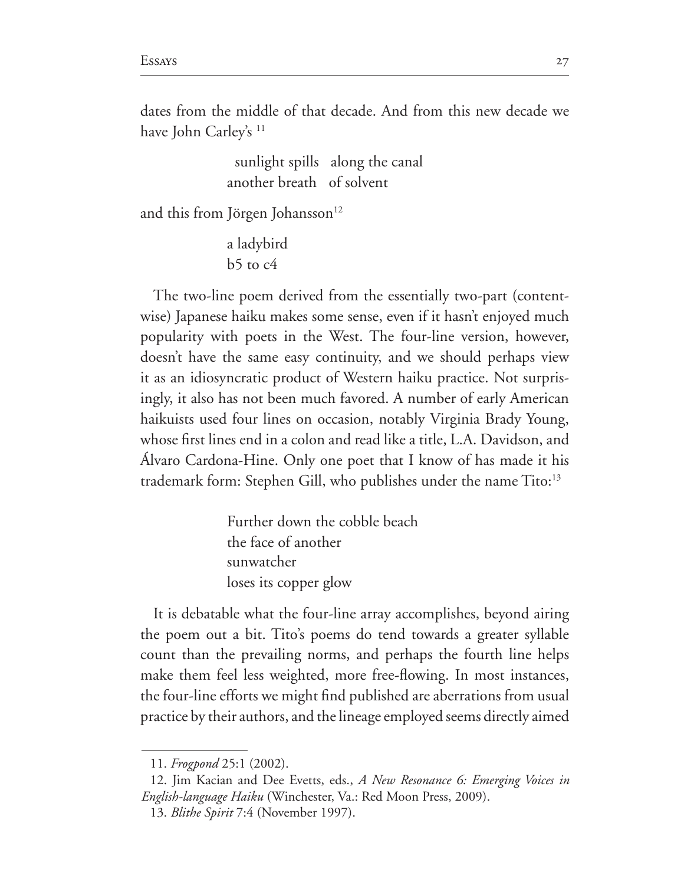dates from the middle of that decade. And from this new decade we have John Carley's [11]

> sunlight spills   along the canal
> another breath   of solvent

and this from Jörgen Johansson[12]

> a ladybird
> b5 to c4

The two-line poem derived from the essentially two-part (content-wise) Japanese haiku makes some sense, even if it hasn't enjoyed much popularity with poets in the West. The four-line version, however, doesn't have the same easy continuity, and we should perhaps view it as an idiosyncratic product of Western haiku practice. Not surprisingly, it also has not been much favored. A number of early American haikuists used four lines on occasion, notably Virginia Brady Young, whose first lines end in a colon and read like a title, L.A. Davidson, and Álvaro Cardona-Hine. Only one poet that I know of has made it his trademark form: Stephen Gill, who publishes under the name Tito:[13]

> Further down the cobble beach
> the face of another
> sunwatcher
> loses its copper glow

It is debatable what the four-line array accomplishes, beyond airing the poem out a bit. Tito's poems do tend towards a greater syllable count than the prevailing norms, and perhaps the fourth line helps make them feel less weighted, more free-flowing. In most instances, the four-line efforts we might find published are aberrations from usual practice by their authors, and the lineage employed seems directly aimed

---

11. *Frogpond* 25:1 (2002).

12. Jim Kacian and Dee Evetts, eds., *A New Resonance 6: Emerging Voices in English-language Haiku* (Winchester, Va.: Red Moon Press, 2009).

13. *Blithe Spirit* 7:4 (November 1997).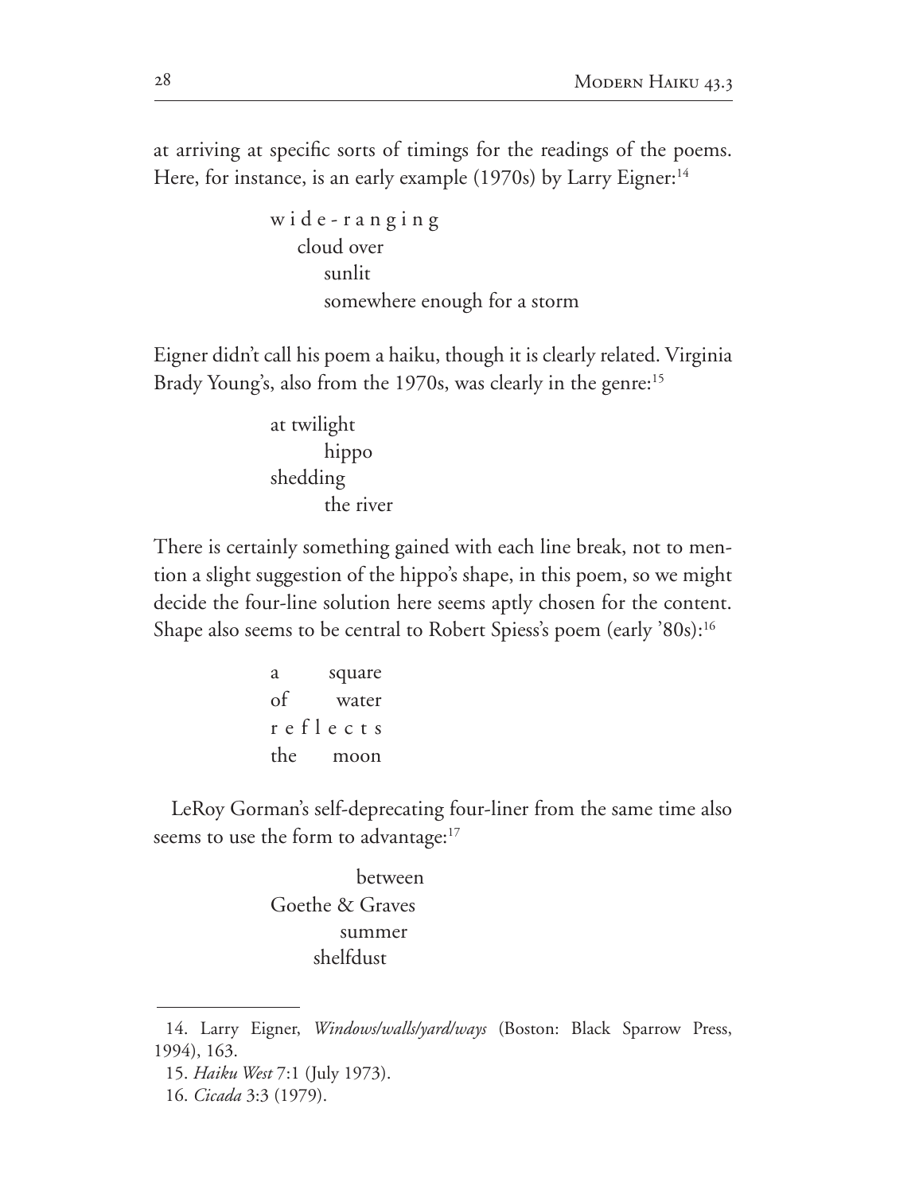at arriving at specific sorts of timings for the readings of the poems. Here, for instance, is an early example (1970s) by Larry Eigner:[14]

```
w i d e - r a n g i n g
   cloud over
      sunlit
      somewhere enough for a storm
```

Eigner didn't call his poem a haiku, though it is clearly related. Virginia Brady Young's, also from the 1970s, was clearly in the genre:[15]

```
at twilight
      hippo
shedding
      the river
```

There is certainly something gained with each line break, not to mention a slight suggestion of the hippo's shape, in this poem, so we might decide the four-line solution here seems aptly chosen for the content. Shape also seems to be central to Robert Spiess's poem (early '80s):[16]

```
a       square
of       water
r e f l e c t s
the      moon
```

LeRoy Gorman's self-deprecating four-liner from the same time also seems to use the form to advantage:[17]

```
         between
Goethe & Graves
        summer
      shelfdust
```

---

14. Larry Eigner, *Windows/walls/yard/ways* (Boston: Black Sparrow Press, 1994), 163.

15. *Haiku West* 7:1 (July 1973).

16. *Cicada* 3:3 (1979).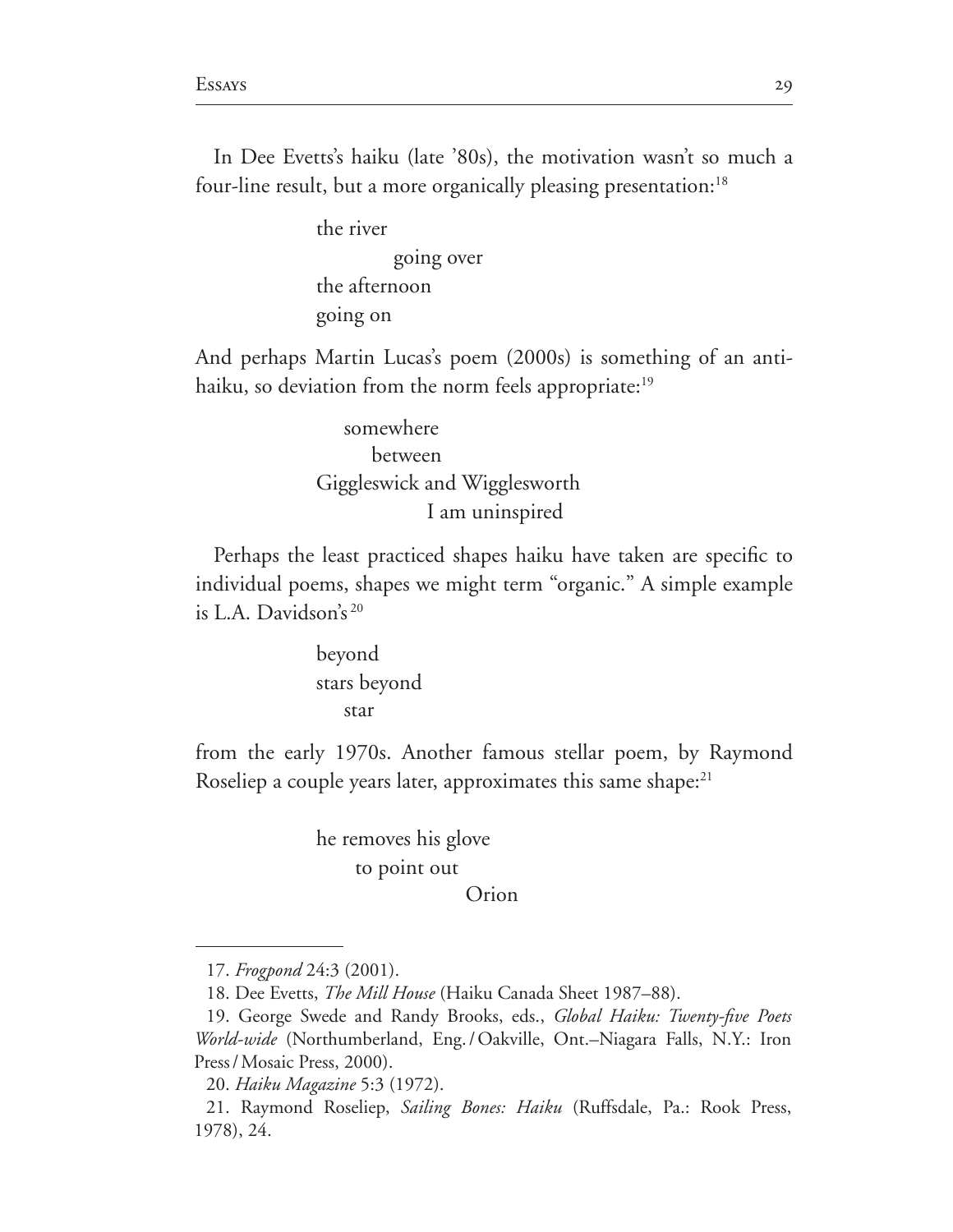In Dee Evetts's haiku (late '80s), the motivation wasn't so much a four-line result, but a more organically pleasing presentation:[18]

```
the river
          going over
the afternoon
going on
```

And perhaps Martin Lucas's poem (2000s) is something of an anti-haiku, so deviation from the norm feels appropriate:[19]

```
   somewhere
      between
Giggleswick and Wigglesworth
                I am uninspired
```

Perhaps the least practiced shapes haiku have taken are specific to individual poems, shapes we might term "organic." A simple example is L.A. Davidson's[20]

```
beyond
stars beyond
   star
```

from the early 1970s. Another famous stellar poem, by Raymond Roseliep a couple years later, approximates this same shape:[21]

```
he removes his glove
    to point out
                 Orion
```

---

17. *Frogpond* 24:3 (2001).

18. Dee Evetts, *The Mill House* (Haiku Canada Sheet 1987–88).

19. George Swede and Randy Brooks, eds., *Global Haiku: Twenty-five Poets World-wide* (Northumberland, Eng. / Oakville, Ont.–Niagara Falls, N.Y.: Iron Press / Mosaic Press, 2000).

20. *Haiku Magazine* 5:3 (1972).

21. Raymond Roseliep, *Sailing Bones: Haiku* (Ruffsdale, Pa.: Rook Press, 1978), 24.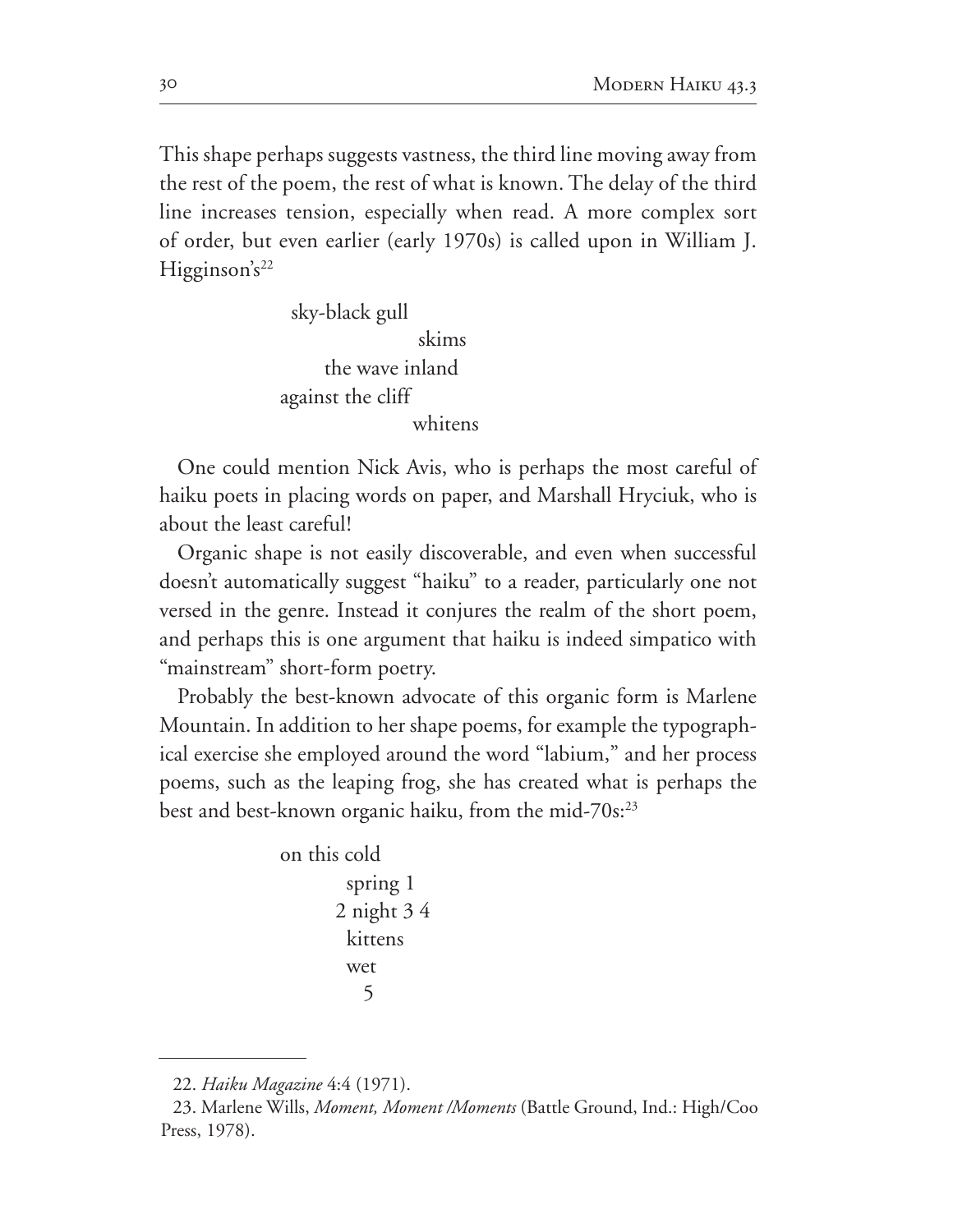This shape perhaps suggests vastness, the third line moving away from the rest of the poem, the rest of what is known. The delay of the third line increases tension, especially when read. A more complex sort of order, but even earlier (early 1970s) is called upon in William J. Higginson's[22]

```
       sky-black gull
                      skims
            the wave inland
     against the cliff
                     whitens
```

One could mention Nick Avis, who is perhaps the most careful of haiku poets in placing words on paper, and Marshall Hryciuk, who is about the least careful!

Organic shape is not easily discoverable, and even when successful doesn't automatically suggest "haiku" to a reader, particularly one not versed in the genre. Instead it conjures the realm of the short poem, and perhaps this is one argument that haiku is indeed simpatico with "mainstream" short-form poetry.

Probably the best-known advocate of this organic form is Marlene Mountain. In addition to her shape poems, for example the typographical exercise she employed around the word "labium," and her process poems, such as the leaping frog, she has created what is perhaps the best and best-known organic haiku, from the mid-70s:[23]

```
on this cold
         spring 1
        2 night 3 4
         kittens
         wet
           5
```

---

22. *Haiku Magazine* 4:4 (1971).

23. Marlene Wills, *Moment, Moment /Moments* (Battle Ground, Ind.: High/Coo Press, 1978).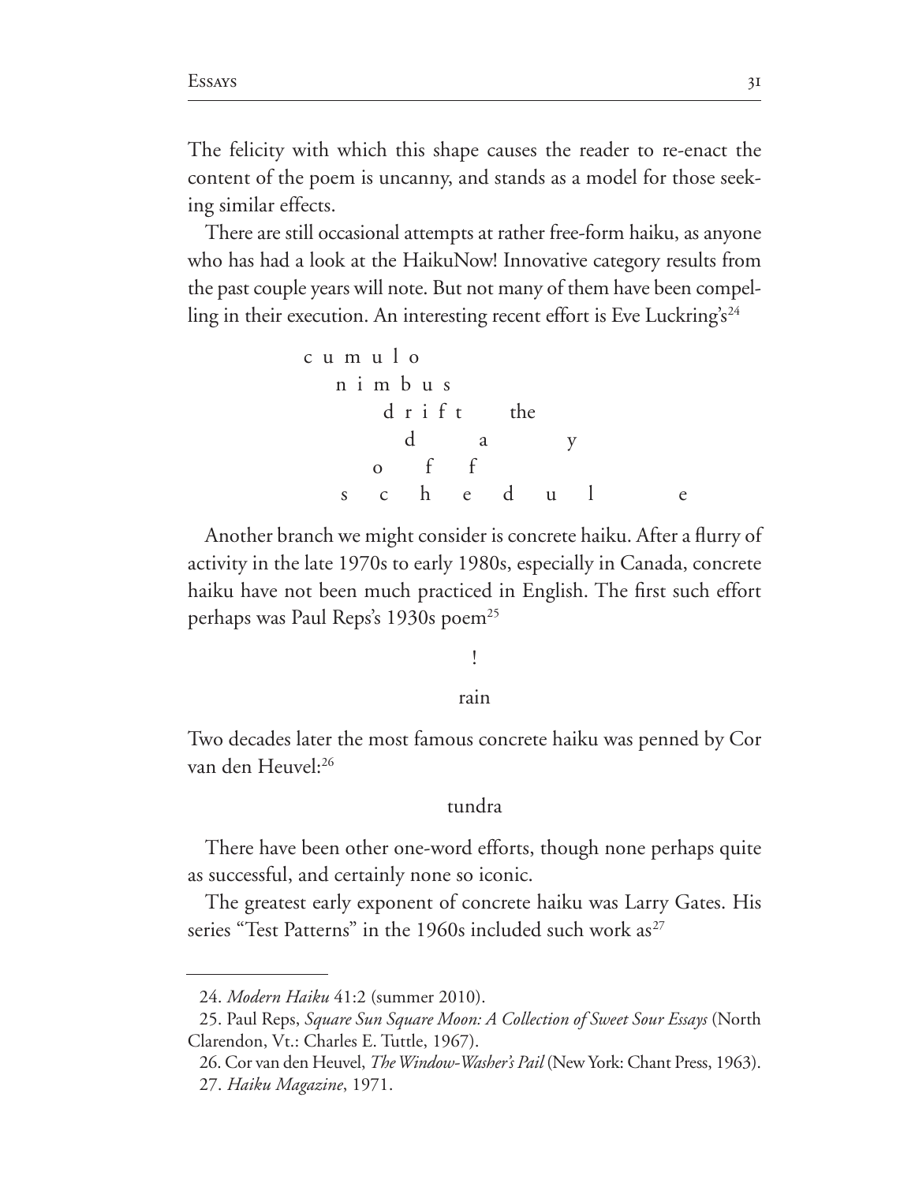The felicity with which this shape causes the reader to re-enact the content of the poem is uncanny, and stands as a model for those seeking similar effects.

There are still occasional attempts at rather free-form haiku, as anyone who has had a look at the HaikuNow! Innovative category results from the past couple years will note. But not many of them have been compelling in their execution. An interesting recent effort is Eve Luckring's[24]

```
c u m u l o
   n i m b u s
        d r i f t       the
           d         a            y
        o      f      f
   s      c      h      e      d      u      l            e
```

Another branch we might consider is concrete haiku. After a flurry of activity in the late 1970s to early 1980s, especially in Canada, concrete haiku have not been much practiced in English. The first such effort perhaps was Paul Reps's 1930s poem[25]

!

rain

Two decades later the most famous concrete haiku was penned by Cor van den Heuvel:[26]

tundra

There have been other one-word efforts, though none perhaps quite as successful, and certainly none so iconic.

The greatest early exponent of concrete haiku was Larry Gates. His series "Test Patterns" in the 1960s included such work as[27]

---

24. *Modern Haiku* 41:2 (summer 2010).

25. Paul Reps, *Square Sun Square Moon: A Collection of Sweet Sour Essays* (North Clarendon, Vt.: Charles E. Tuttle, 1967).

26. Cor van den Heuvel, *The Window-Washer's Pail* (New York: Chant Press, 1963).

27. *Haiku Magazine*, 1971.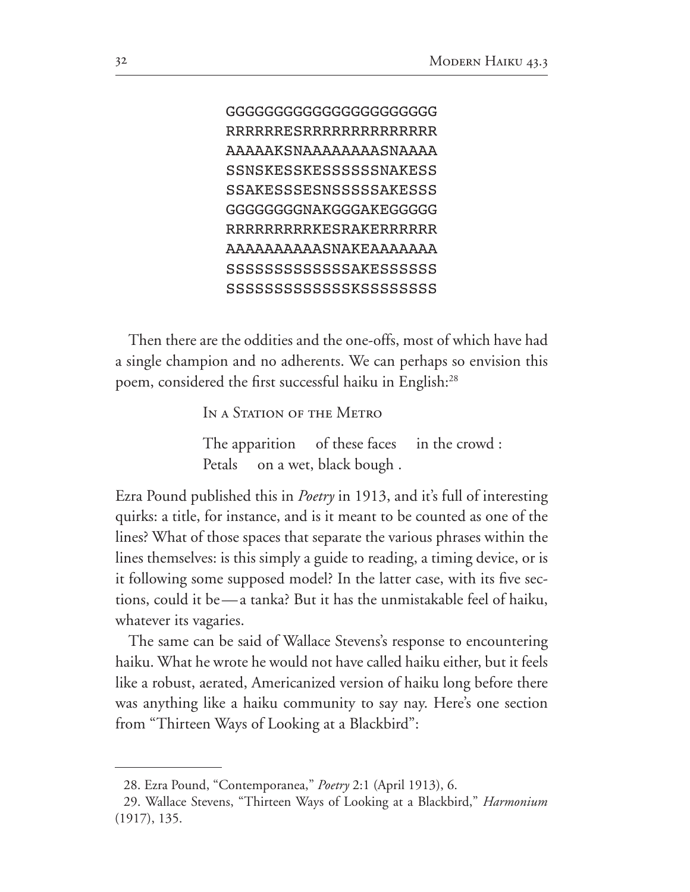```
GGGGGGGGGGGGGGGGGGGGGG
RRRRRRESRRRRRRRRRRRRRR
AAAAAKSNAAAAAAAAASNAAAA
SSNSKESSKESSSSSSNAKESS
SSAKESSSESNSSSSSAKESSS
GGGGGGGGNAKGGGAKEGGGGG
RRRRRRRRRKESRAKERRRRRR
AAAAAAAAAASNAKEAAAAAAA
SSSSSSSSSSSSSAKESSSSSS
SSSSSSSSSSSSSKSSSSSSSS
```

Then there are the oddities and the one-offs, most of which have had a single champion and no adherents. We can perhaps so envision this poem, considered the first successful haiku in English:[28]

In a Station of the Metro

The apparition     of these faces     in the crowd :  
Petals     on a wet, black bough .

Ezra Pound published this in *Poetry* in 1913, and it's full of interesting quirks: a title, for instance, and is it meant to be counted as one of the lines? What of those spaces that separate the various phrases within the lines themselves: is this simply a guide to reading, a timing device, or is it following some supposed model? In the latter case, with its five sections, could it be—a tanka? But it has the unmistakable feel of haiku, whatever its vagaries.

The same can be said of Wallace Stevens's response to encountering haiku. What he wrote he would not have called haiku either, but it feels like a robust, aerated, Americanized version of haiku long before there was anything like a haiku community to say nay. Here's one section from "Thirteen Ways of Looking at a Blackbird":

---

28. Ezra Pound, "Contemporanea," *Poetry* 2:1 (April 1913), 6.

29. Wallace Stevens, "Thirteen Ways of Looking at a Blackbird," *Harmonium* (1917), 135.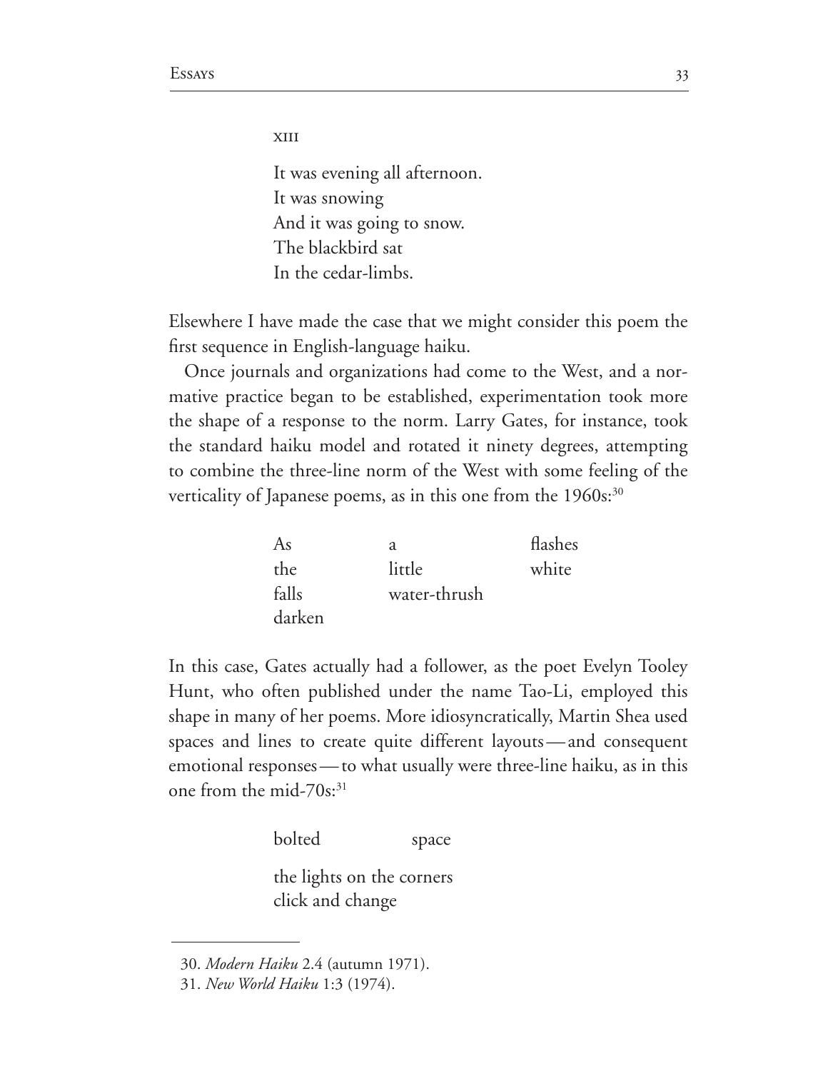xiii

It was evening all afternoon.  
It was snowing  
And it was going to snow.  
The blackbird sat  
In the cedar-limbs.

Elsewhere I have made the case that we might consider this poem the first sequence in English-language haiku.

Once journals and organizations had come to the West, and a normative practice began to be established, experimentation took more the shape of a response to the norm. Larry Gates, for instance, took the standard haiku model and rotated it ninety degrees, attempting to combine the three-line norm of the West with some feeling of the verticality of Japanese poems, as in this one from the 1960s:[30]

```
As        a             flashes
the       little        white
falls     water-thrush
darken
```

In this case, Gates actually had a follower, as the poet Evelyn Tooley Hunt, who often published under the name Tao-Li, employed this shape in many of her poems. More idiosyncratically, Martin Shea used spaces and lines to create quite different layouts — and consequent emotional responses — to what usually were three-line haiku, as in this one from the mid-70s:[31]

```
bolted          space

the lights on the corners
click and change
```

30. *Modern Haiku* 2.4 (autumn 1971).

31. *New World Haiku* 1:3 (1974).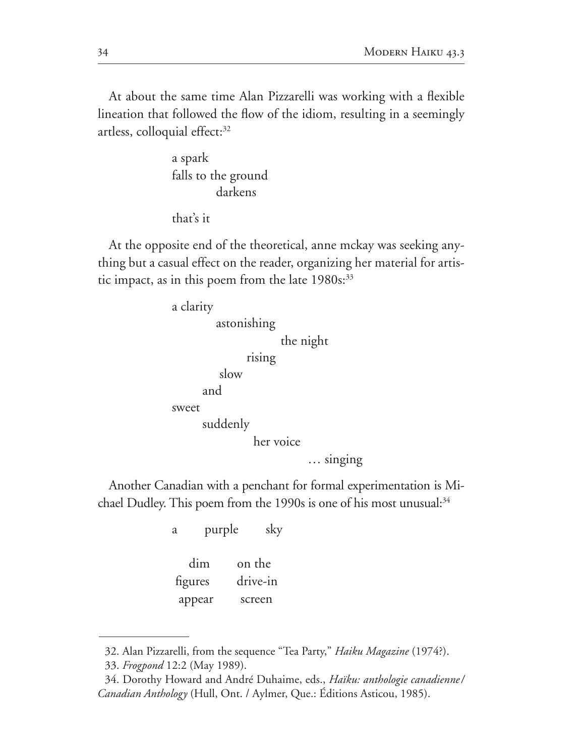At about the same time Alan Pizzarelli was working with a flexible lineation that followed the flow of the idiom, resulting in a seemingly artless, colloquial effect:[32]

```
a spark
falls to the ground
          darkens

that's it
```

At the opposite end of the theoretical, anne mckay was seeking anything but a casual effect on the reader, organizing her material for artistic impact, as in this poem from the late 1980s:[33]

```
        a clarity
                  astonishing
                               the night
                        rising
                   slow
              and
sweet
              suddenly
                          her voice
                                      … singing
```

Another Canadian with a penchant for formal experimentation is Michael Dudley. This poem from the 1990s is one of his most unusual:[34]

```
a      purple      sky

   dim        on the
figures     drive-in
 appear      screen
```

---

32. Alan Pizzarelli, from the sequence "Tea Party," *Haiku Magazine* (1974?).

33. *Frogpond* 12:2 (May 1989).

34. Dorothy Howard and André Duhaime, eds., *Haïku: anthologie canadienne/ Canadian Anthology* (Hull, Ont. / Aylmer, Que.: Éditions Asticou, 1985).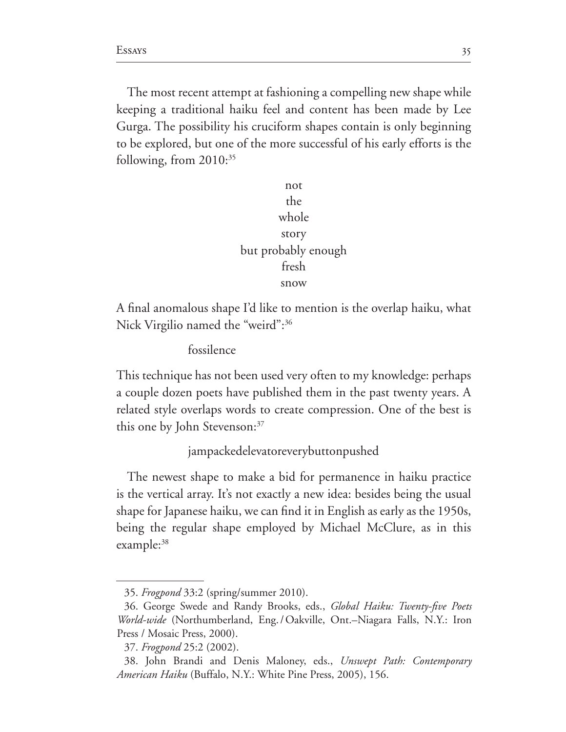The most recent attempt at fashioning a compelling new shape while keeping a traditional haiku feel and content has been made by Lee Gurga. The possibility his cruciform shapes contain is only beginning to be explored, but one of the more successful of his early efforts is the following, from 2010:[35]

not
the
whole
story
but probably enough
fresh
snow

A final anomalous shape I'd like to mention is the overlap haiku, what Nick Virgilio named the "weird":[36]

fossilence

This technique has not been used very often to my knowledge: perhaps a couple dozen poets have published them in the past twenty years. A related style overlaps words to create compression. One of the best is this one by John Stevenson:[37]

jampackedelevatoreverybuttonpushed

The newest shape to make a bid for permanence in haiku practice is the vertical array. It's not exactly a new idea: besides being the usual shape for Japanese haiku, we can find it in English as early as the 1950s, being the regular shape employed by Michael McClure, as in this example:[38]

---

35. *Frogpond* 33:2 (spring/summer 2010).

36. George Swede and Randy Brooks, eds., *Global Haiku: Twenty-five Poets World-wide* (Northumberland, Eng. / Oakville, Ont.–Niagara Falls, N.Y.: Iron Press / Mosaic Press, 2000).

37. *Frogpond* 25:2 (2002).

38. John Brandi and Denis Maloney, eds., *Unswept Path: Contemporary American Haiku* (Buffalo, N.Y.: White Pine Press, 2005), 156.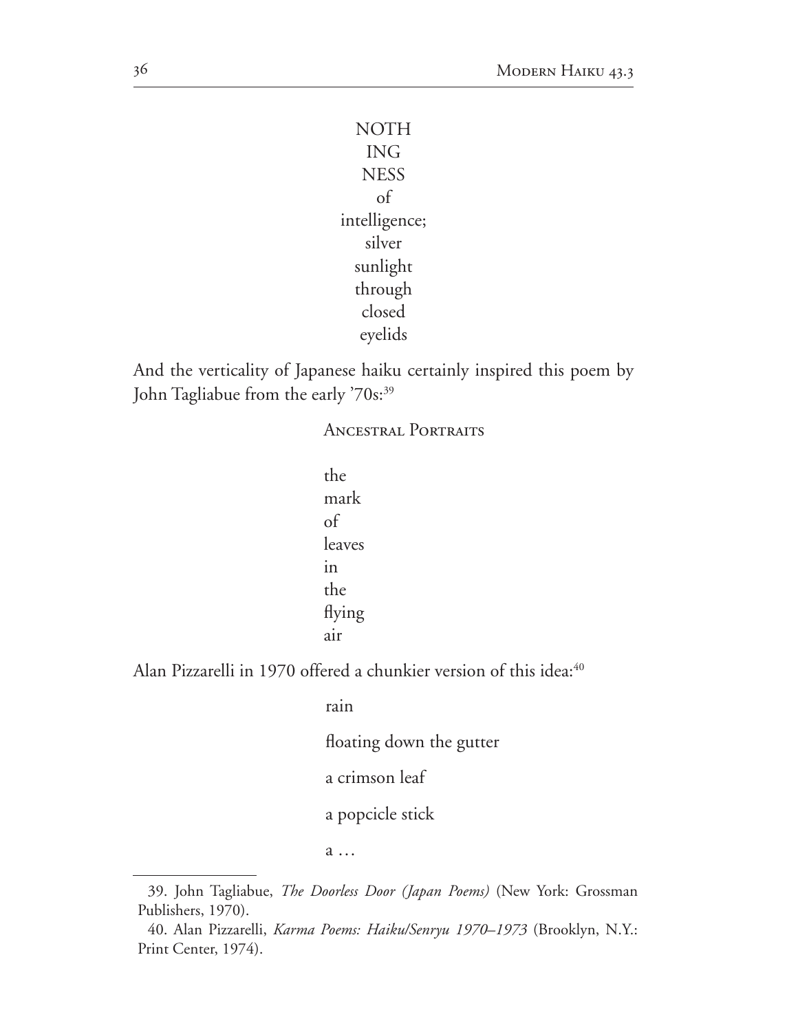NOTH
ING
NESS
of
intelligence;
silver
sunlight
through
closed
eyelids

And the verticality of Japanese haiku certainly inspired this poem by John Tagliabue from the early '70s:[39]

Ancestral Portraits

the
mark
of
leaves
in
the
flying
air

Alan Pizzarelli in 1970 offered a chunkier version of this idea:[40]

rain

floating down the gutter

a crimson leaf

a popcicle stick

a …

---

39. John Tagliabue, *The Doorless Door (Japan Poems)* (New York: Grossman Publishers, 1970).

40. Alan Pizzarelli, *Karma Poems: Haiku/Senryu 1970–1973* (Brooklyn, N.Y.: Print Center, 1974).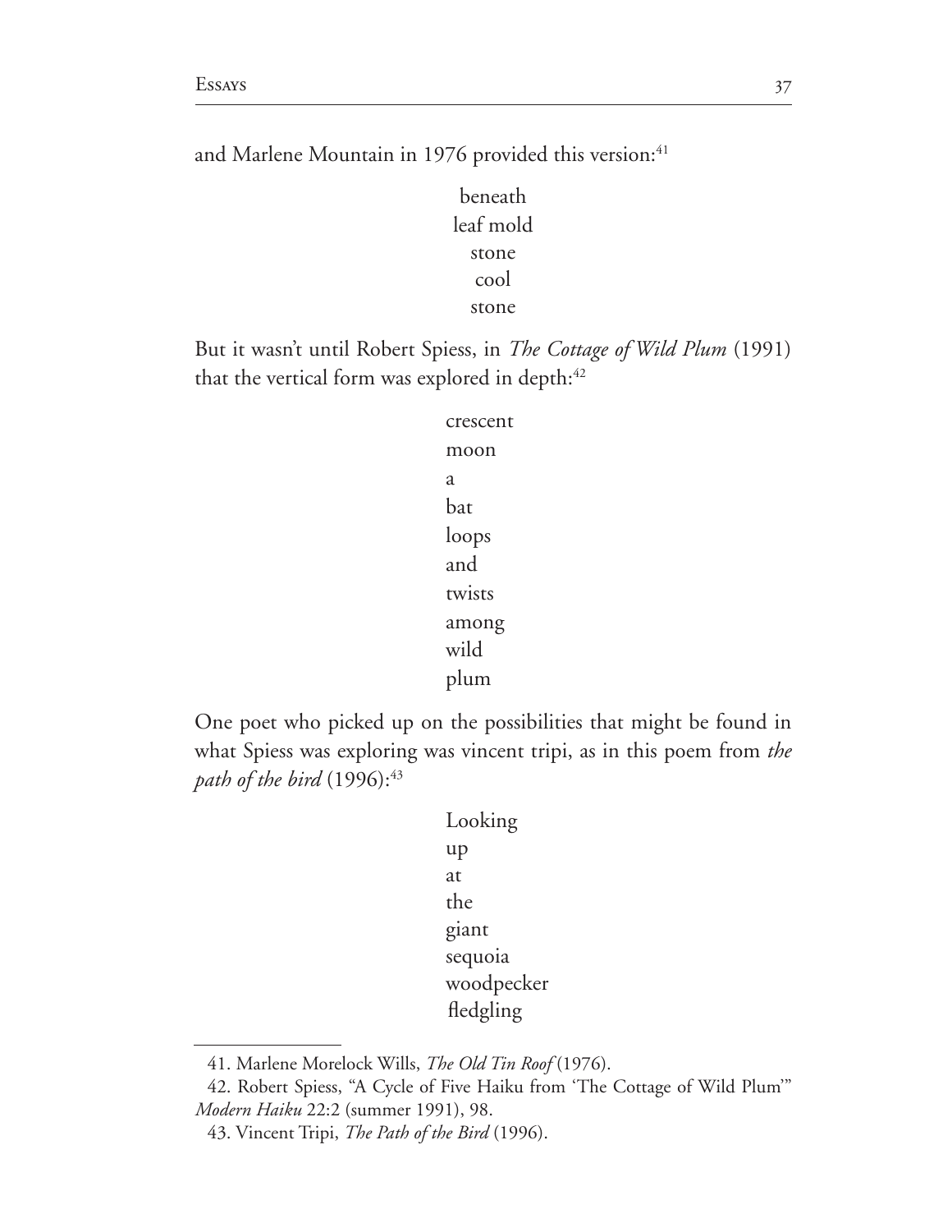and Marlene Mountain in 1976 provided this version:[41]

beneath  
leaf mold  
stone  
cool  
stone

But it wasn't until Robert Spiess, in *The Cottage of Wild Plum* (1991) that the vertical form was explored in depth:[42]

crescent  
moon  
a  
bat  
loops  
and  
twists  
among  
wild  
plum

One poet who picked up on the possibilities that might be found in what Spiess was exploring was vincent tripi, as in this poem from *the path of the bird* (1996):[43]

Looking  
up  
at  
the  
giant  
sequoia  
woodpecker  
fledgling

---

41. Marlene Morelock Wills, *The Old Tin Roof* (1976).

42. Robert Spiess, "A Cycle of Five Haiku from 'The Cottage of Wild Plum'" *Modern Haiku* 22:2 (summer 1991), 98.

43. Vincent Tripi, *The Path of the Bird* (1996).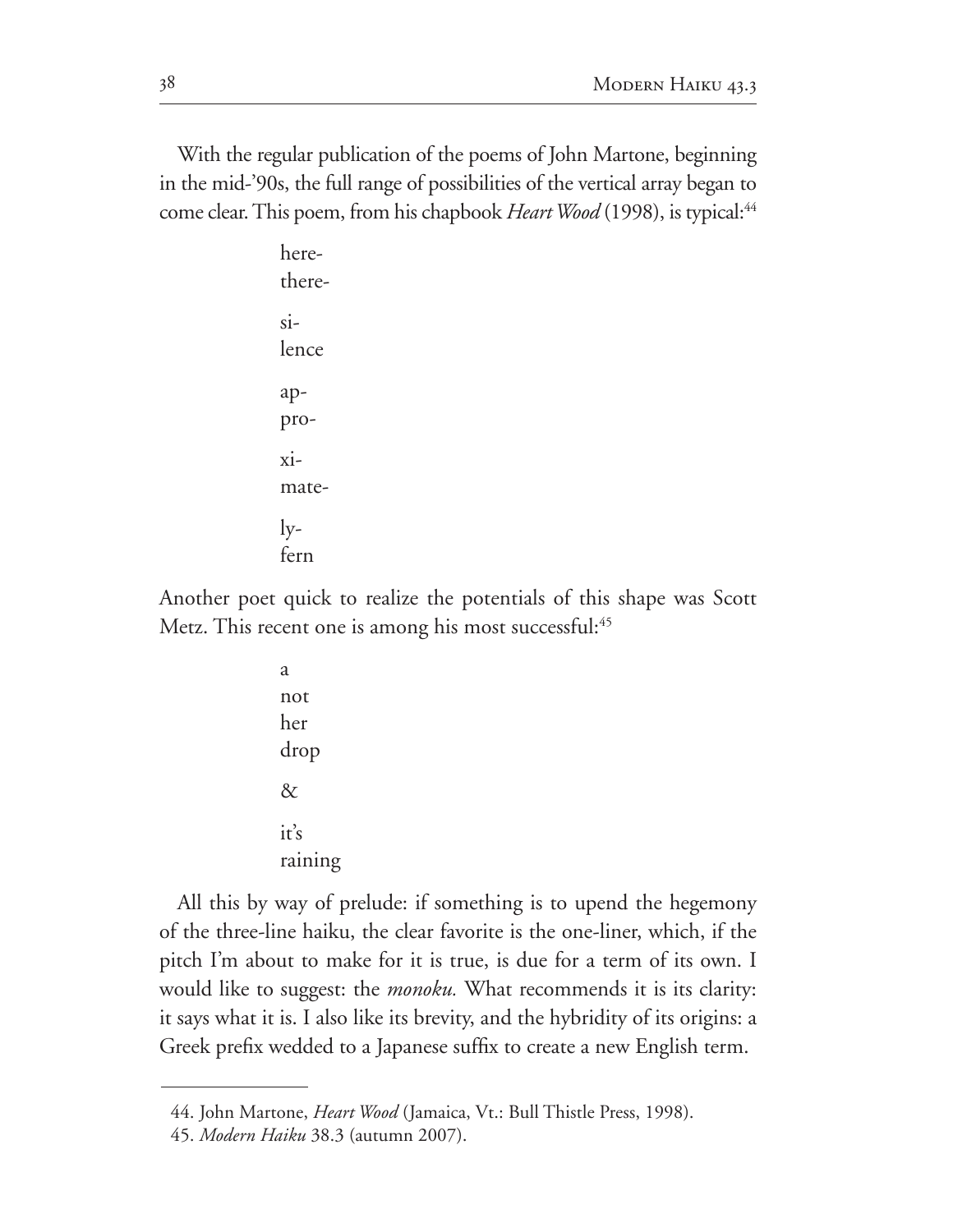With the regular publication of the poems of John Martone, beginning in the mid-'90s, the full range of possibilities of the vertical array began to come clear. This poem, from his chapbook *Heart Wood* (1998), is typical:[44]

> here-  
> there-
>
> si-  
> lence
>
> ap-  
> pro-
>
> xi-  
> mate-
>
> ly-  
> fern

Another poet quick to realize the potentials of this shape was Scott Metz. This recent one is among his most successful:[45]

> a  
> not  
> her  
> drop
>
> &
>
> it's  
> raining

All this by way of prelude: if something is to upend the hegemony of the three-line haiku, the clear favorite is the one-liner, which, if the pitch I'm about to make for it is true, is due for a term of its own. I would like to suggest: the *monoku.* What recommends it is its clarity: it says what it is. I also like its brevity, and the hybridity of its origins: a Greek prefix wedded to a Japanese suffix to create a new English term.

---

44. John Martone, *Heart Wood* (Jamaica, Vt.: Bull Thistle Press, 1998).

45. *Modern Haiku* 38.3 (autumn 2007).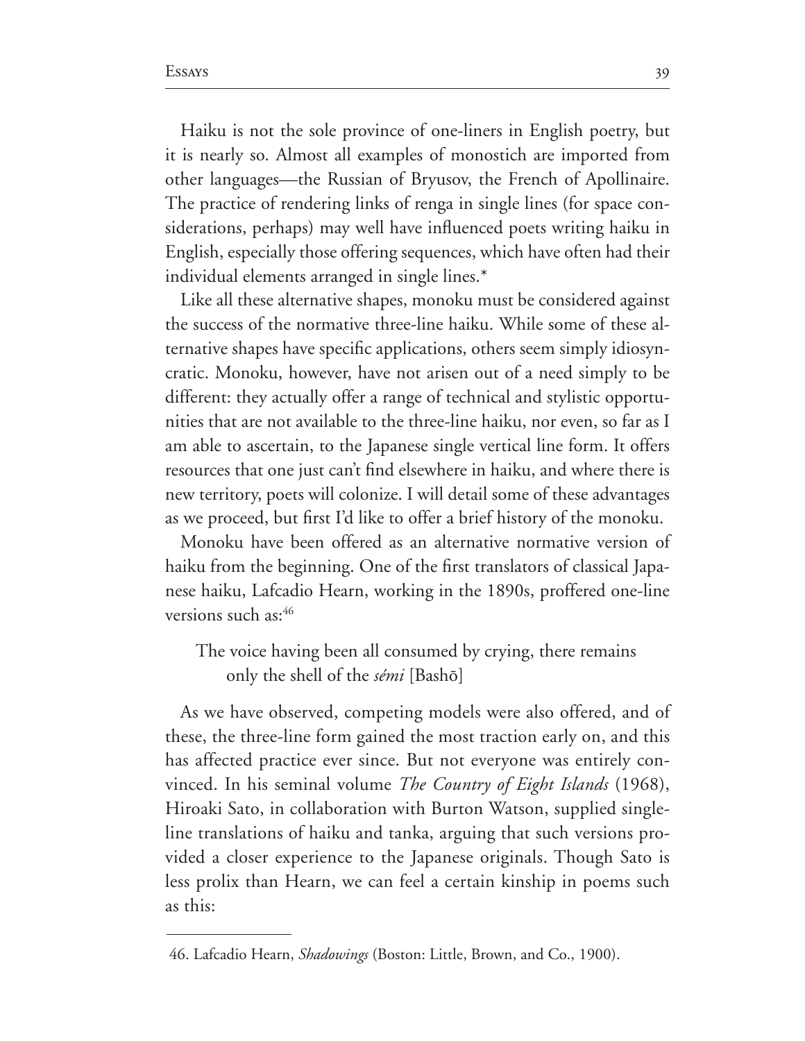Haiku is not the sole province of one-liners in English poetry, but it is nearly so. Almost all examples of monostich are imported from other languages—the Russian of Bryusov, the French of Apollinaire. The practice of rendering links of renga in single lines (for space considerations, perhaps) may well have influenced poets writing haiku in English, especially those offering sequences, which have often had their individual elements arranged in single lines.*

Like all these alternative shapes, monoku must be considered against the success of the normative three-line haiku. While some of these alternative shapes have specific applications, others seem simply idiosyncratic. Monoku, however, have not arisen out of a need simply to be different: they actually offer a range of technical and stylistic opportunities that are not available to the three-line haiku, nor even, so far as I am able to ascertain, to the Japanese single vertical line form. It offers resources that one just can't find elsewhere in haiku, and where there is new territory, poets will colonize. I will detail some of these advantages as we proceed, but first I'd like to offer a brief history of the monoku.

Monoku have been offered as an alternative normative version of haiku from the beginning. One of the first translators of classical Japanese haiku, Lafcadio Hearn, working in the 1890s, proffered one-line versions such as:[46]

> The voice having been all consumed by crying, there remains
> only the shell of the *sémi* [Bashō]

As we have observed, competing models were also offered, and of these, the three-line form gained the most traction early on, and this has affected practice ever since. But not everyone was entirely convinced. In his seminal volume *The Country of Eight Islands* (1968), Hiroaki Sato, in collaboration with Burton Watson, supplied single-line translations of haiku and tanka, arguing that such versions provided a closer experience to the Japanese originals. Though Sato is less prolix than Hearn, we can feel a certain kinship in poems such as this:

---

46. Lafcadio Hearn, *Shadowings* (Boston: Little, Brown, and Co., 1900).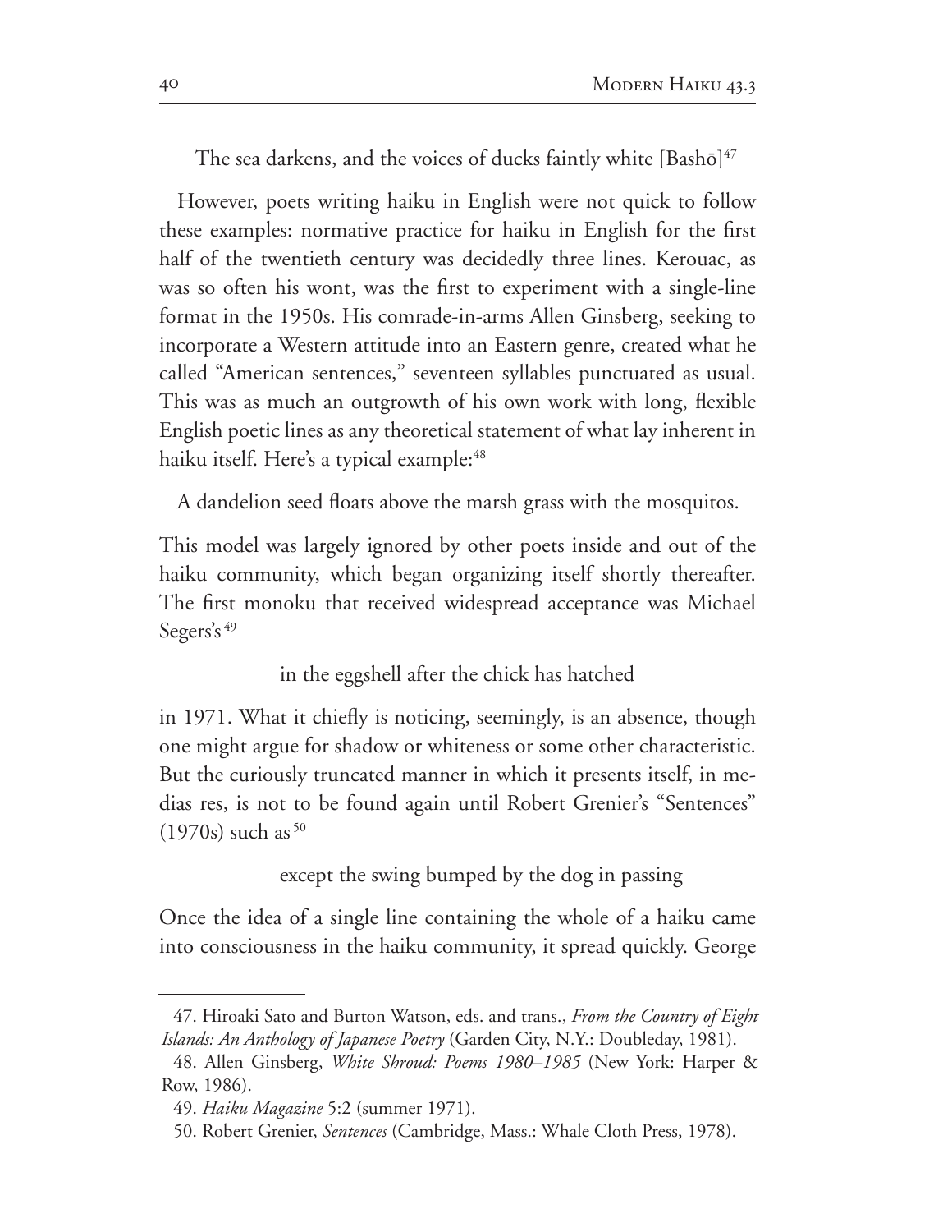The sea darkens, and the voices of ducks faintly white [Bashō][47]

However, poets writing haiku in English were not quick to follow these examples: normative practice for haiku in English for the first half of the twentieth century was decidedly three lines. Kerouac, as was so often his wont, was the first to experiment with a single-line format in the 1950s. His comrade-in-arms Allen Ginsberg, seeking to incorporate a Western attitude into an Eastern genre, created what he called "American sentences," seventeen syllables punctuated as usual. This was as much an outgrowth of his own work with long, flexible English poetic lines as any theoretical statement of what lay inherent in haiku itself. Here's a typical example:[48]

A dandelion seed floats above the marsh grass with the mosquitos.

This model was largely ignored by other poets inside and out of the haiku community, which began organizing itself shortly thereafter. The first monoku that received widespread acceptance was Michael Segers's[49]

in the eggshell after the chick has hatched

in 1971. What it chiefly is noticing, seemingly, is an absence, though one might argue for shadow or whiteness or some other characteristic. But the curiously truncated manner in which it presents itself, in medias res, is not to be found again until Robert Grenier's "Sentences" (1970s) such as[50]

except the swing bumped by the dog in passing

Once the idea of a single line containing the whole of a haiku came into consciousness in the haiku community, it spread quickly. George

---

47. Hiroaki Sato and Burton Watson, eds. and trans., *From the Country of Eight Islands: An Anthology of Japanese Poetry* (Garden City, N.Y.: Doubleday, 1981).

48. Allen Ginsberg, *White Shroud: Poems 1980–1985* (New York: Harper & Row, 1986).

49. *Haiku Magazine* 5:2 (summer 1971).

50. Robert Grenier, *Sentences* (Cambridge, Mass.: Whale Cloth Press, 1978).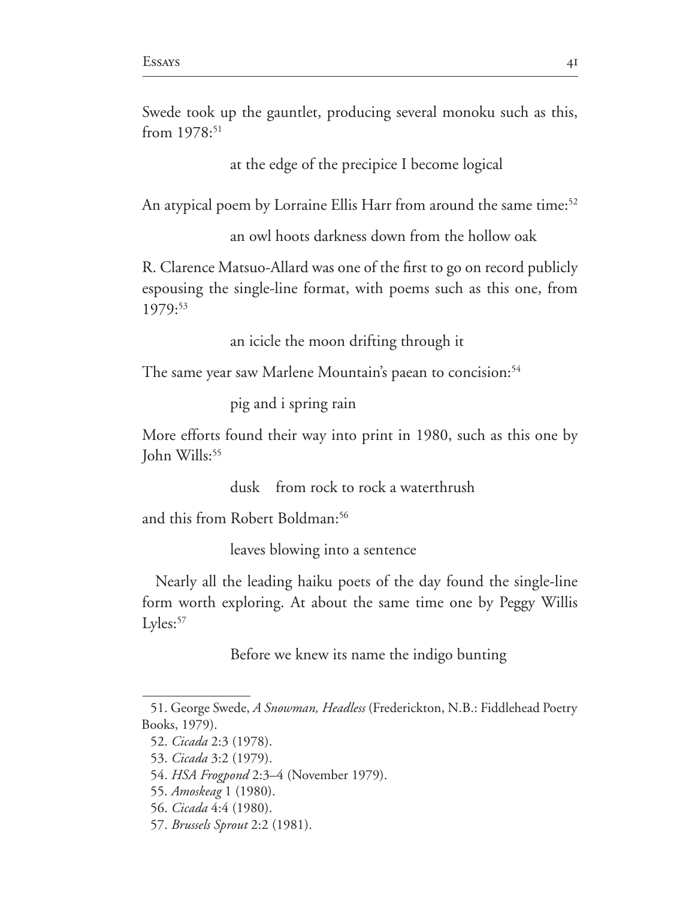Swede took up the gauntlet, producing several monoku such as this, from 1978:[51]

> at the edge of the precipice I become logical

An atypical poem by Lorraine Ellis Harr from around the same time:[52]

> an owl hoots darkness down from the hollow oak

R. Clarence Matsuo-Allard was one of the first to go on record publicly espousing the single-line format, with poems such as this one, from 1979:[53]

> an icicle the moon drifting through it

The same year saw Marlene Mountain's paean to concision:[54]

> pig and i spring rain

More efforts found their way into print in 1980, such as this one by John Wills:[55]

> dusk    from rock to rock a waterthrush

and this from Robert Boldman:[56]

> leaves blowing into a sentence

Nearly all the leading haiku poets of the day found the single-line form worth exploring. At about the same time one by Peggy Willis Lyles:[57]

> Before we knew its name the indigo bunting

---

51. George Swede, *A Snowman, Headless* (Frederickton, N.B.: Fiddlehead Poetry Books, 1979).
52. *Cicada* 2:3 (1978).
53. *Cicada* 3:2 (1979).
54. *HSA Frogpond* 2:3–4 (November 1979).
55. *Amoskeag* 1 (1980).
56. *Cicada* 4:4 (1980).
57. *Brussels Sprout* 2:2 (1981).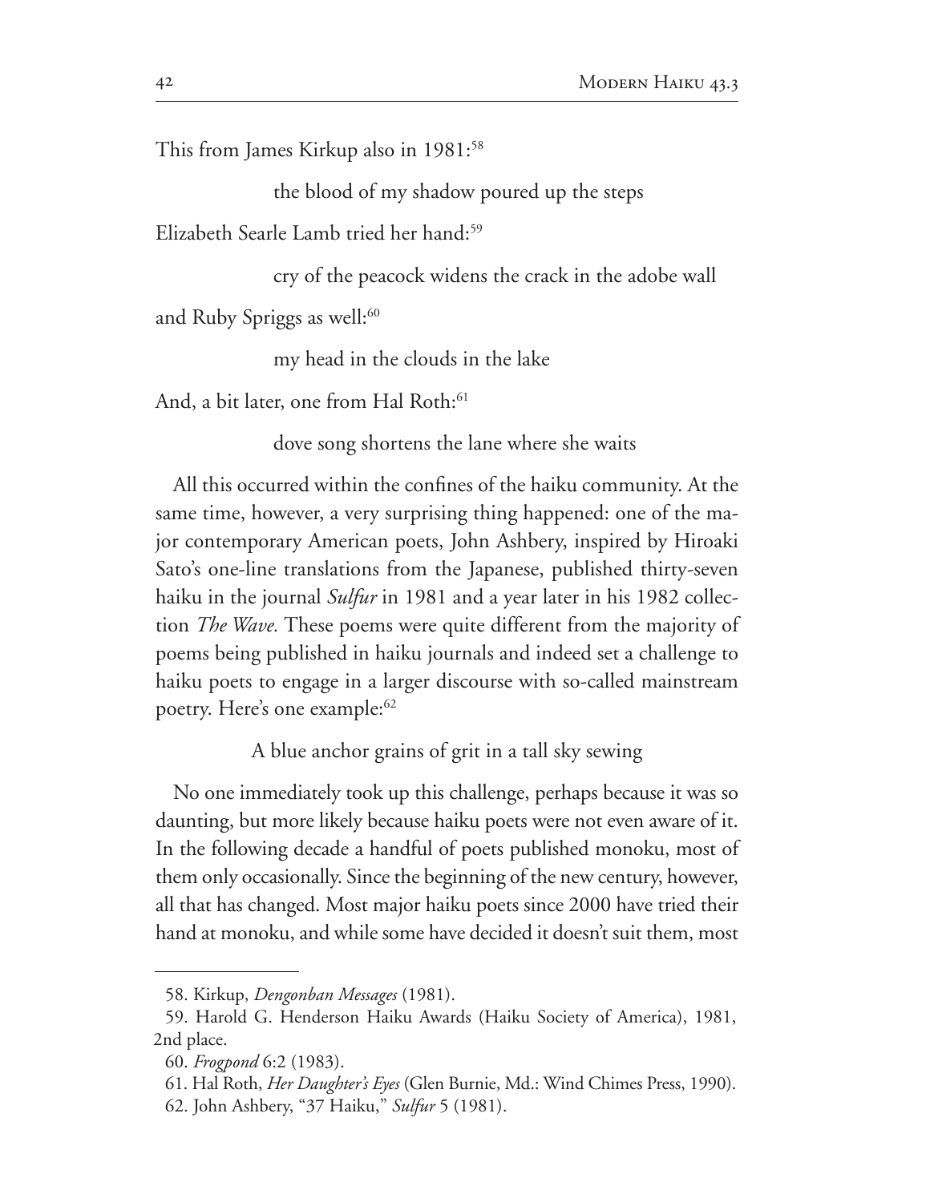This from James Kirkup also in 1981:[58]

> the blood of my shadow poured up the steps

Elizabeth Searle Lamb tried her hand:[59]

> cry of the peacock widens the crack in the adobe wall

and Ruby Spriggs as well:[60]

> my head in the clouds in the lake

And, a bit later, one from Hal Roth:[61]

> dove song shortens the lane where she waits

All this occurred within the confines of the haiku community. At the same time, however, a very surprising thing happened: one of the major contemporary American poets, John Ashbery, inspired by Hiroaki Sato's one-line translations from the Japanese, published thirty-seven haiku in the journal *Sulfur* in 1981 and a year later in his 1982 collection *The Wave.* These poems were quite different from the majority of poems being published in haiku journals and indeed set a challenge to haiku poets to engage in a larger discourse with so-called mainstream poetry. Here's one example:[62]

> A blue anchor grains of grit in a tall sky sewing

No one immediately took up this challenge, perhaps because it was so daunting, but more likely because haiku poets were not even aware of it. In the following decade a handful of poets published monoku, most of them only occasionally. Since the beginning of the new century, however, all that has changed. Most major haiku poets since 2000 have tried their hand at monoku, and while some have decided it doesn't suit them, most

---

58. Kirkup, *Dengonban Messages* (1981).

59. Harold G. Henderson Haiku Awards (Haiku Society of America), 1981, 2nd place.

60. *Frogpond* 6:2 (1983).

61. Hal Roth, *Her Daughter's Eyes* (Glen Burnie, Md.: Wind Chimes Press, 1990).

62. John Ashbery, "37 Haiku," *Sulfur* 5 (1981).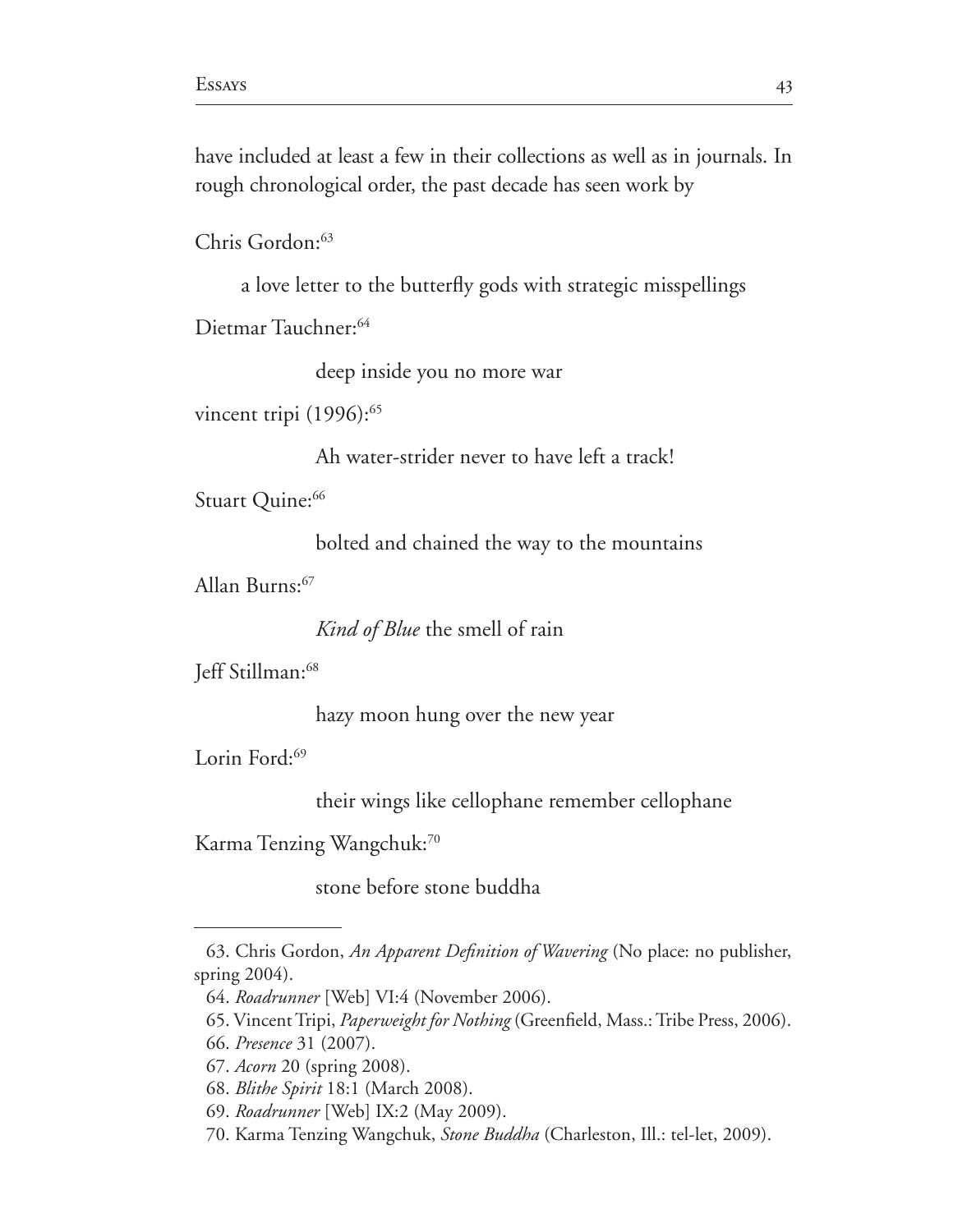have included at least a few in their collections as well as in journals. In rough chronological order, the past decade has seen work by

Chris Gordon:[63]

> a love letter to the butterfly gods with strategic misspellings

Dietmar Tauchner:[64]

> deep inside you no more war

vincent tripi (1996):[65]

> Ah water-strider never to have left a track!

Stuart Quine:[66]

> bolted and chained the way to the mountains

Allan Burns:[67]

> *Kind of Blue* the smell of rain

Jeff Stillman:[68]

> hazy moon hung over the new year

Lorin Ford:[69]

> their wings like cellophane remember cellophane

Karma Tenzing Wangchuk:[70]

> stone before stone buddha

---

63. Chris Gordon, *An Apparent Definition of Wavering* (No place: no publisher, spring 2004).
64. *Roadrunner* [Web] VI:4 (November 2006).
65. Vincent Tripi, *Paperweight for Nothing* (Greenfield, Mass.: Tribe Press, 2006).
66. *Presence* 31 (2007).
67. *Acorn* 20 (spring 2008).
68. *Blithe Spirit* 18:1 (March 2008).
69. *Roadrunner* [Web] IX:2 (May 2009).
70. Karma Tenzing Wangchuk, *Stone Buddha* (Charleston, Ill.: tel-let, 2009).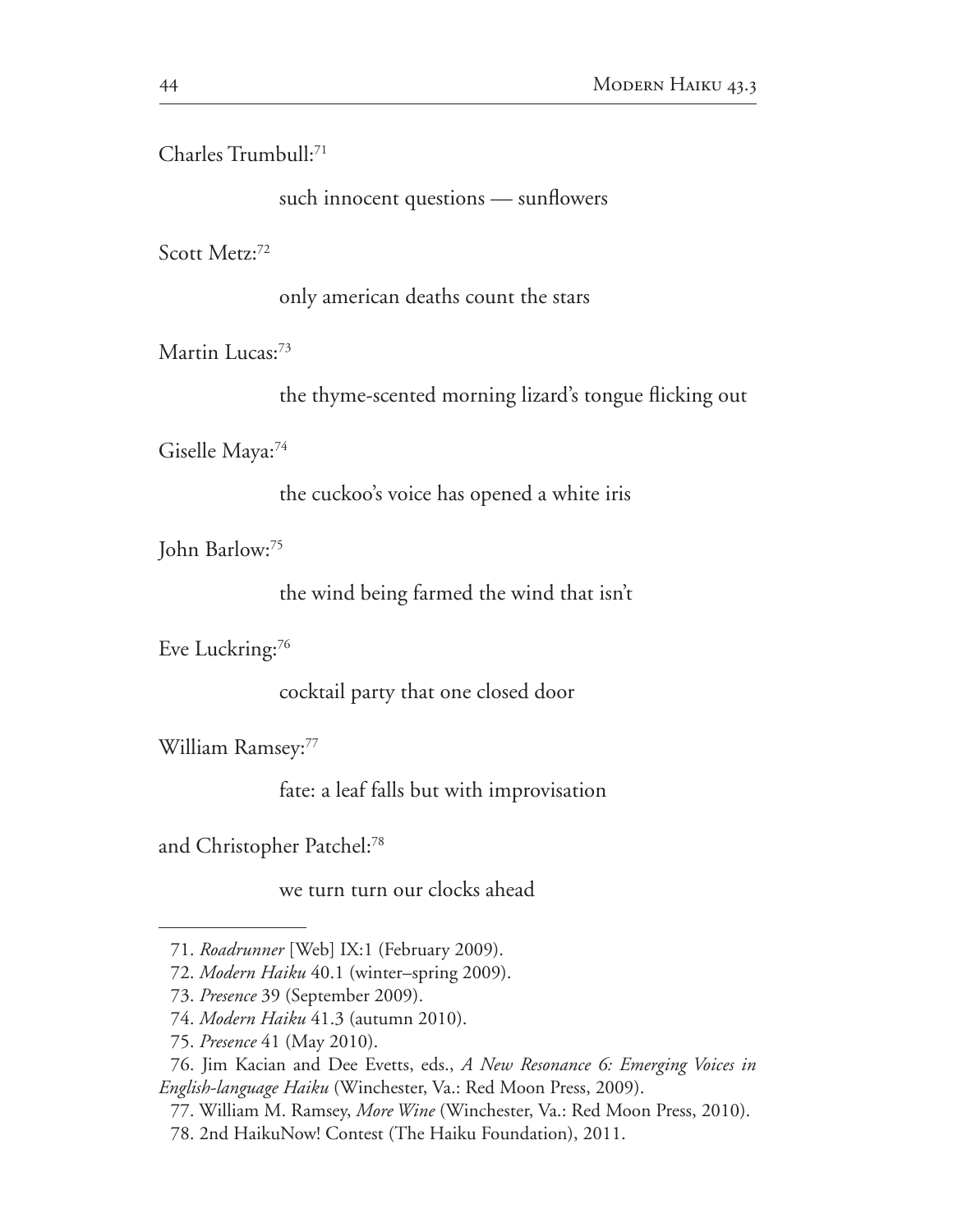Charles Trumbull:[71]

> such innocent questions — sunflowers

Scott Metz:[72]

> only american deaths count the stars

Martin Lucas:[73]

> the thyme-scented morning lizard's tongue flicking out

Giselle Maya:[74]

> the cuckoo's voice has opened a white iris

John Barlow:[75]

> the wind being farmed the wind that isn't

Eve Luckring:[76]

> cocktail party that one closed door

William Ramsey:[77]

> fate: a leaf falls but with improvisation

and Christopher Patchel:[78]

> we turn turn our clocks ahead

---

71. *Roadrunner* [Web] IX:1 (February 2009).
72. *Modern Haiku* 40.1 (winter–spring 2009).
73. *Presence* 39 (September 2009).
74. *Modern Haiku* 41.3 (autumn 2010).
75. *Presence* 41 (May 2010).
76. Jim Kacian and Dee Evetts, eds., *A New Resonance 6: Emerging Voices in English-language Haiku* (Winchester, Va.: Red Moon Press, 2009).
77. William M. Ramsey, *More Wine* (Winchester, Va.: Red Moon Press, 2010).
78. 2nd HaikuNow! Contest (The Haiku Foundation), 2011.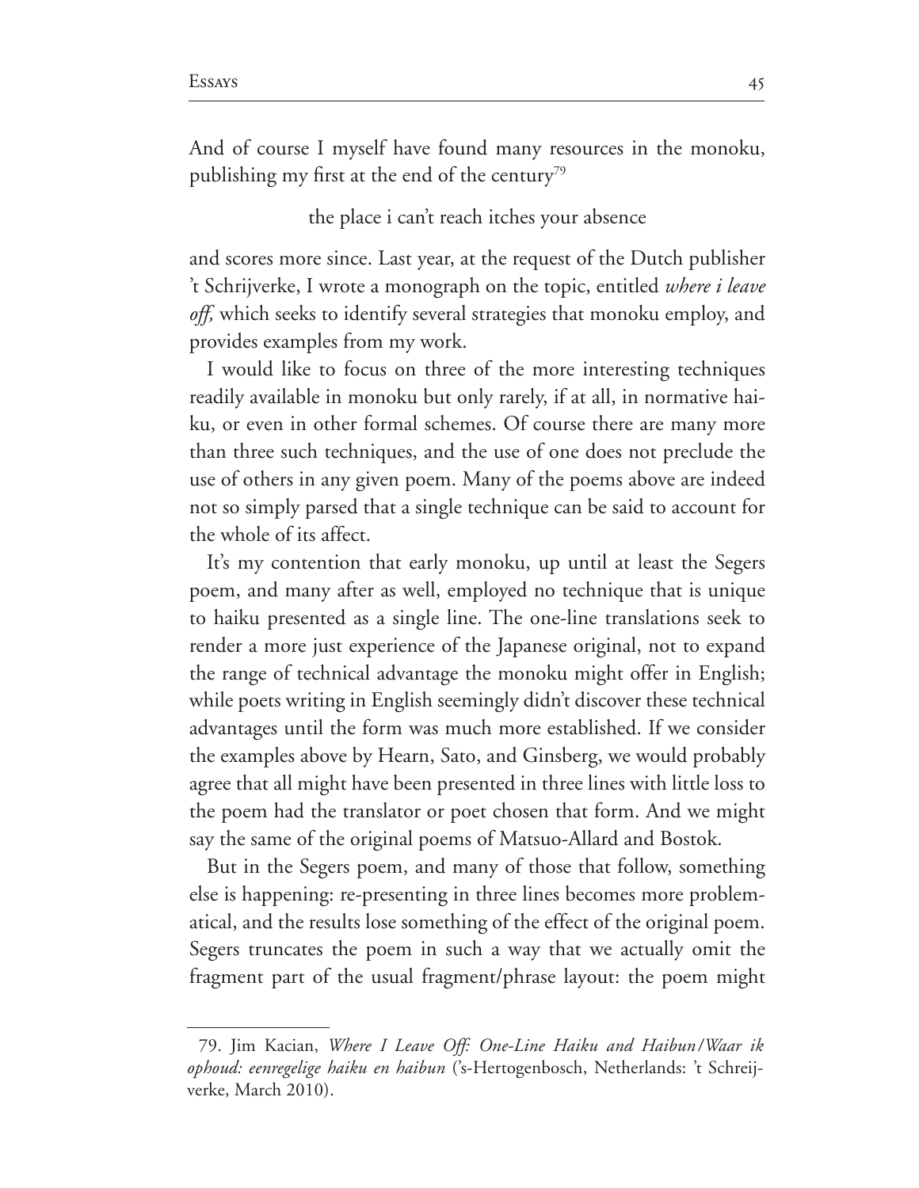And of course I myself have found many resources in the monoku, publishing my first at the end of the century[79]

the place i can't reach itches your absence

and scores more since. Last year, at the request of the Dutch publisher 't Schrijverke, I wrote a monograph on the topic, entitled *where i leave off,* which seeks to identify several strategies that monoku employ, and provides examples from my work.

I would like to focus on three of the more interesting techniques readily available in monoku but only rarely, if at all, in normative haiku, or even in other formal schemes. Of course there are many more than three such techniques, and the use of one does not preclude the use of others in any given poem. Many of the poems above are indeed not so simply parsed that a single technique can be said to account for the whole of its affect.

It's my contention that early monoku, up until at least the Segers poem, and many after as well, employed no technique that is unique to haiku presented as a single line. The one-line translations seek to render a more just experience of the Japanese original, not to expand the range of technical advantage the monoku might offer in English; while poets writing in English seemingly didn't discover these technical advantages until the form was much more established. If we consider the examples above by Hearn, Sato, and Ginsberg, we would probably agree that all might have been presented in three lines with little loss to the poem had the translator or poet chosen that form. And we might say the same of the original poems of Matsuo-Allard and Bostok.

But in the Segers poem, and many of those that follow, something else is happening: re-presenting in three lines becomes more problematical, and the results lose something of the effect of the original poem. Segers truncates the poem in such a way that we actually omit the fragment part of the usual fragment/phrase layout: the poem might

---

79. Jim Kacian, *Where I Leave Off: One-Line Haiku and Haibun/Waar ik ophoud: eenregelige haiku en haibun* ('s-Hertogenbosch, Netherlands: 't Schreijverke, March 2010).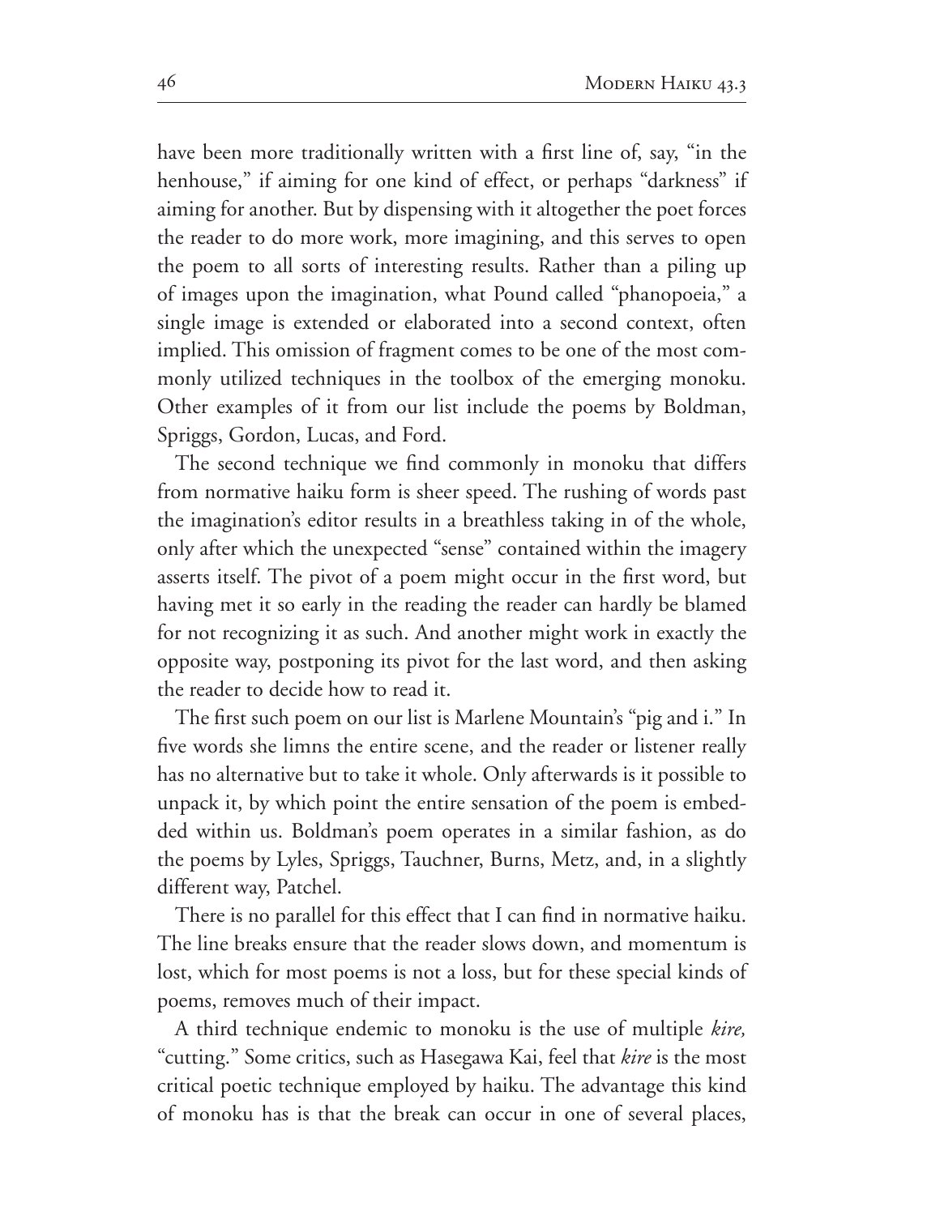have been more traditionally written with a first line of, say, "in the henhouse," if aiming for one kind of effect, or perhaps "darkness" if aiming for another. But by dispensing with it altogether the poet forces the reader to do more work, more imagining, and this serves to open the poem to all sorts of interesting results. Rather than a piling up of images upon the imagination, what Pound called "phanopoeia," a single image is extended or elaborated into a second context, often implied. This omission of fragment comes to be one of the most commonly utilized techniques in the toolbox of the emerging monoku. Other examples of it from our list include the poems by Boldman, Spriggs, Gordon, Lucas, and Ford.

The second technique we find commonly in monoku that differs from normative haiku form is sheer speed. The rushing of words past the imagination's editor results in a breathless taking in of the whole, only after which the unexpected "sense" contained within the imagery asserts itself. The pivot of a poem might occur in the first word, but having met it so early in the reading the reader can hardly be blamed for not recognizing it as such. And another might work in exactly the opposite way, postponing its pivot for the last word, and then asking the reader to decide how to read it.

The first such poem on our list is Marlene Mountain's "pig and i." In five words she limns the entire scene, and the reader or listener really has no alternative but to take it whole. Only afterwards is it possible to unpack it, by which point the entire sensation of the poem is embedded within us. Boldman's poem operates in a similar fashion, as do the poems by Lyles, Spriggs, Tauchner, Burns, Metz, and, in a slightly different way, Patchel.

There is no parallel for this effect that I can find in normative haiku. The line breaks ensure that the reader slows down, and momentum is lost, which for most poems is not a loss, but for these special kinds of poems, removes much of their impact.

A third technique endemic to monoku is the use of multiple *kire,* "cutting." Some critics, such as Hasegawa Kai, feel that *kire* is the most critical poetic technique employed by haiku. The advantage this kind of monoku has is that the break can occur in one of several places,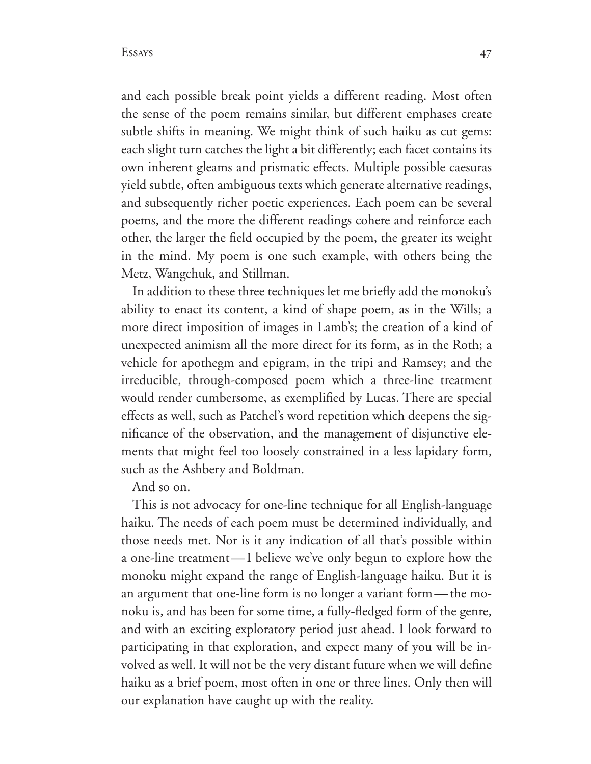and each possible break point yields a different reading. Most often the sense of the poem remains similar, but different emphases create subtle shifts in meaning. We might think of such haiku as cut gems: each slight turn catches the light a bit differently; each facet contains its own inherent gleams and prismatic effects. Multiple possible caesuras yield subtle, often ambiguous texts which generate alternative readings, and subsequently richer poetic experiences. Each poem can be several poems, and the more the different readings cohere and reinforce each other, the larger the field occupied by the poem, the greater its weight in the mind. My poem is one such example, with others being the Metz, Wangchuk, and Stillman.

In addition to these three techniques let me briefly add the monoku's ability to enact its content, a kind of shape poem, as in the Wills; a more direct imposition of images in Lamb's; the creation of a kind of unexpected animism all the more direct for its form, as in the Roth; a vehicle for apothegm and epigram, in the tripi and Ramsey; and the irreducible, through-composed poem which a three-line treatment would render cumbersome, as exemplified by Lucas. There are special effects as well, such as Patchel's word repetition which deepens the significance of the observation, and the management of disjunctive elements that might feel too loosely constrained in a less lapidary form, such as the Ashbery and Boldman.

And so on.

This is not advocacy for one-line technique for all English-language haiku. The needs of each poem must be determined individually, and those needs met. Nor is it any indication of all that's possible within a one-line treatment — I believe we've only begun to explore how the monoku might expand the range of English-language haiku. But it is an argument that one-line form is no longer a variant form — the monoku is, and has been for some time, a fully-fledged form of the genre, and with an exciting exploratory period just ahead. I look forward to participating in that exploration, and expect many of you will be involved as well. It will not be the very distant future when we will define haiku as a brief poem, most often in one or three lines. Only then will our explanation have caught up with the reality.